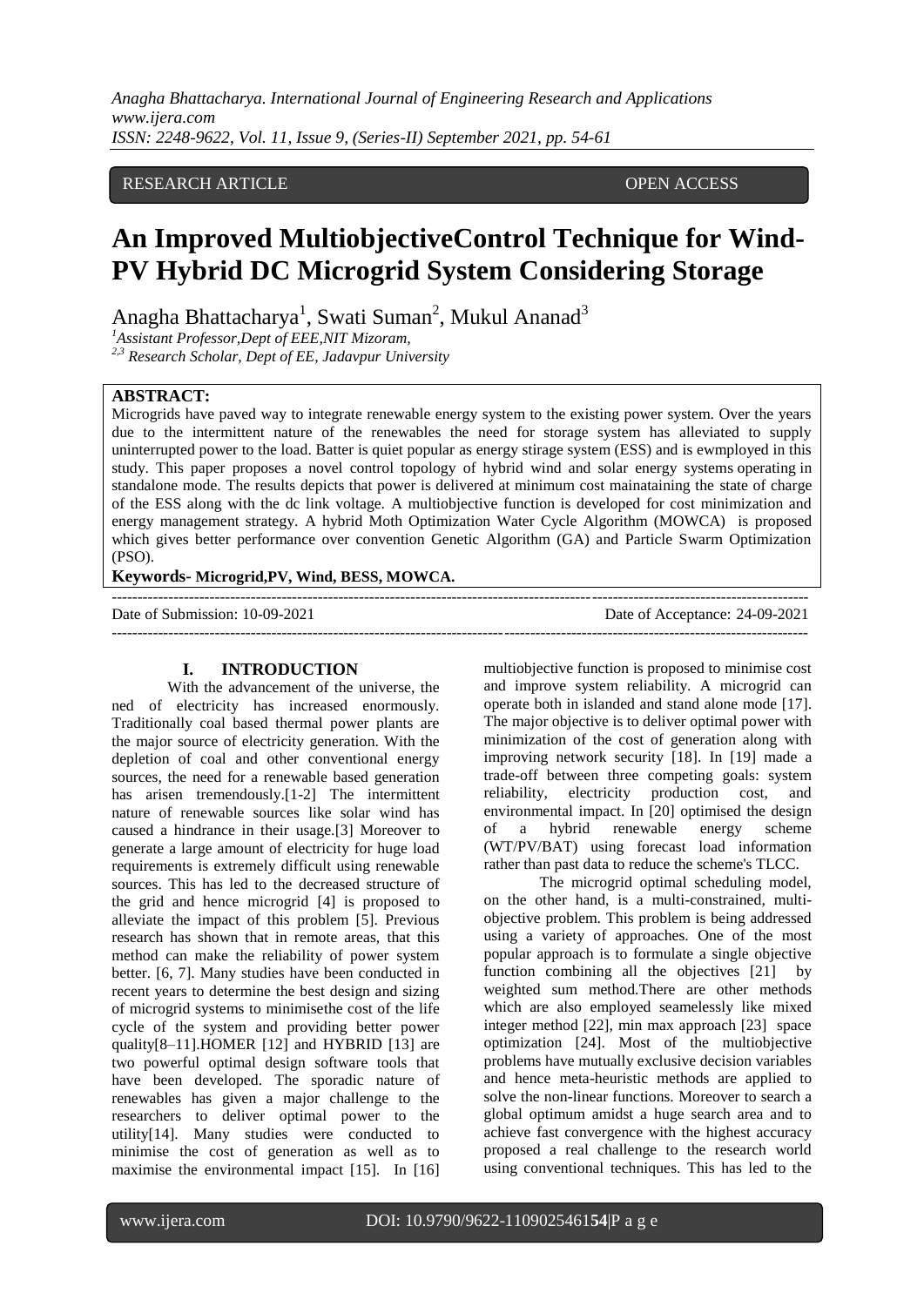RESEARCH ARTICLE OPEN ACCESS

# An Improved MultiobjectiveControl Technique for Wind-PV Hybrid DC Microgrid System Considering Storage

Anagha Bhattacharya[1], Swati Suman[2], Mukul Ananad[3]

[1]*Assistant Professor,Dept of EEE,NIT Mizoram,*
[2,3] *Research Scholar, Dept of EE, Jadavpur University*

**ABSTRACT:**
Microgrids have paved way to integrate renewable energy system to the existing power system. Over the years due to the intermittent nature of the renewables the need for storage system has alleviated to supply uninterrupted power to the load. Batter is quiet popular as energy stirage system (ESS) and is ewmployed in this study. This paper proposes a novel control topology of hybrid wind and solar energy systems operating in standalone mode. The results depicts that power is delivered at minimum cost mainataining the state of charge of the ESS along with the dc link voltage. A multiobjective function is developed for cost minimization and energy management strategy. A hybrid Moth Optimization Water Cycle Algorithm (MOWCA) is proposed which gives better performance over convention Genetic Algorithm (GA) and Particle Swarm Optimization (PSO).

**Keywords- Microgrid,PV, Wind, BESS, MOWCA.**

Date of Submission: 10-09-2021 Date of Acceptance: 24-09-2021

## I. INTRODUCTION

With the advancement of the universe, the ned of electricity has increased enormously. Traditionally coal based thermal power plants are the major source of electricity generation. With the depletion of coal and other conventional energy sources, the need for a renewable based generation has arisen tremendously.[1-2] The intermittent nature of renewable sources like solar wind has caused a hindrance in their usage.[3] Moreover to generate a large amount of electricity for huge load requirements is extremely difficult using renewable sources. This has led to the decreased structure of the grid and hence microgrid [4] is proposed to alleviate the impact of this problem [5]. Previous research has shown that in remote areas, that this method can make the reliability of power system better. [6, 7]. Many studies have been conducted in recent years to determine the best design and sizing of microgrid systems to minimisethe cost of the life cycle of the system and providing better power quality[8–11].HOMER [12] and HYBRID [13] are two powerful optimal design software tools that have been developed. The sporadic nature of renewables has given a major challenge to the researchers to deliver optimal power to the utility[14]. Many studies were conducted to minimise the cost of generation as well as to maximise the environmental impact [15]. In [16] multiobjective function is proposed to minimise cost and improve system reliability. A microgrid can operate both in islanded and stand alone mode [17]. The major objective is to deliver optimal power with minimization of the cost of generation along with improving network security [18]. In [19] made a trade-off between three competing goals: system reliability, electricity production cost, and environmental impact. In [20] optimised the design of a hybrid renewable energy scheme (WT/PV/BAT) using forecast load information rather than past data to reduce the scheme's TLCC.

The microgrid optimal scheduling model, on the other hand, is a multi-constrained, multi-objective problem. This problem is being addressed using a variety of approaches. One of the most popular approach is to formulate a single objective function combining all the objectives [21] by weighted sum method.There are other methods which are also employed seamelessly like mixed integer method [22], min max approach [23] space optimization [24]. Most of the multiobjective problems have mutually exclusive decision variables and hence meta-heuristic methods are applied to solve the non-linear functions. Moreover to search a global optimum amidst a huge search area and to achieve fast convergence with the highest accuracy proposed a real challenge to the research world using conventional techniques. This has led to the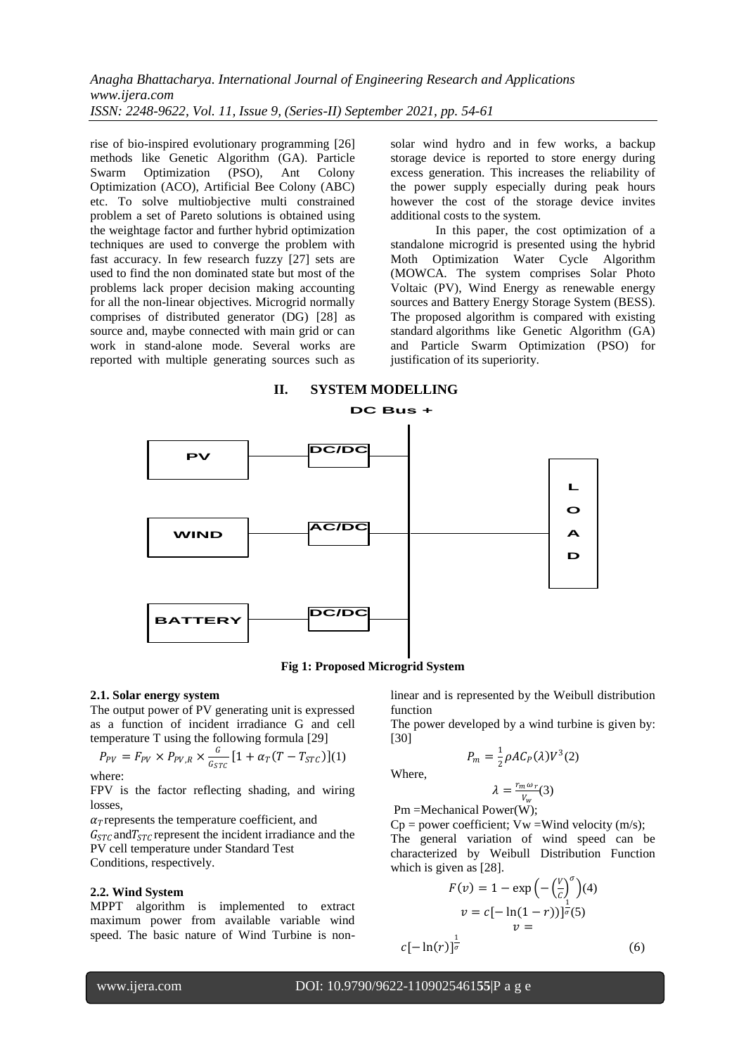rise of bio-inspired evolutionary programming [26] methods like Genetic Algorithm (GA). Particle Swarm Optimization (PSO), Ant Colony Optimization (ACO), Artificial Bee Colony (ABC) etc. To solve multiobjective multi constrained problem a set of Pareto solutions is obtained using the weightage factor and further hybrid optimization techniques are used to converge the problem with fast accuracy. In few research fuzzy [27] sets are used to find the non dominated state but most of the problems lack proper decision making accounting for all the non-linear objectives. Microgrid normally comprises of distributed generator (DG) [28] as source and, maybe connected with main grid or can work in stand-alone mode. Several works are reported with multiple generating sources such as solar wind hydro and in few works, a backup storage device is reported to store energy during excess generation. This increases the reliability of the power supply especially during peak hours however the cost of the storage device invites additional costs to the system.

In this paper, the cost optimization of a standalone microgrid is presented using the hybrid Moth Optimization Water Cycle Algorithm (MOWCA. The system comprises Solar Photo Voltaic (PV), Wind Energy as renewable energy sources and Battery Energy Storage System (BESS). The proposed algorithm is compared with existing standard algorithms like Genetic Algorithm (GA) and Particle Swarm Optimization (PSO) for justification of its superiority.

## II. SYSTEM MODELLING

DC Bus +

PV — DC/DC

WIND — AC/DC

BATTERY — DC/DC

LOAD

**Fig 1: Proposed Microgrid System**

### 2.1. Solar energy system

The output power of PV generating unit is expressed as a function of incident irradiance G and cell temperature T using the following formula [29]

$$P_{PV} = F_{PV} \times P_{PV,R} \times \frac{G}{G_{STC}} [1 + \alpha_T (T - T_{STC})] \quad (1)$$

where:

FPV is the factor reflecting shading, and wiring losses,

$\alpha_T$ represents the temperature coefficient, and

$G_{STC}$ and $T_{STC}$ represent the incident irradiance and the PV cell temperature under Standard Test Conditions, respectively.

### 2.2. Wind System

MPPT algorithm is implemented to extract maximum power from available variable wind speed. The basic nature of Wind Turbine is non-linear and is represented by the Weibull distribution function

The power developed by a wind turbine is given by: [30]

$$P_m = \frac{1}{2} \rho A C_P(\lambda) V^3 \quad (2)$$

Where,

$$\lambda = \frac{r_m \omega_r}{V_w} \quad (3)$$

Pm =Mechanical Power(W);

Cp = power coefficient; Vw =Wind velocity (m/s);

The general variation of wind speed can be characterized by Weibull Distribution Function which is given as [28].

$$F(v) = 1 - \exp\left(-\left(\frac{V}{C}\right)^{\sigma}\right) \quad (4)$$

$$v = c[-\ln(1 - r))]^{\frac{1}{\sigma}} \quad (5)$$

$$v = c[-\ln(r)]^{\frac{1}{\sigma}} \quad (6)$$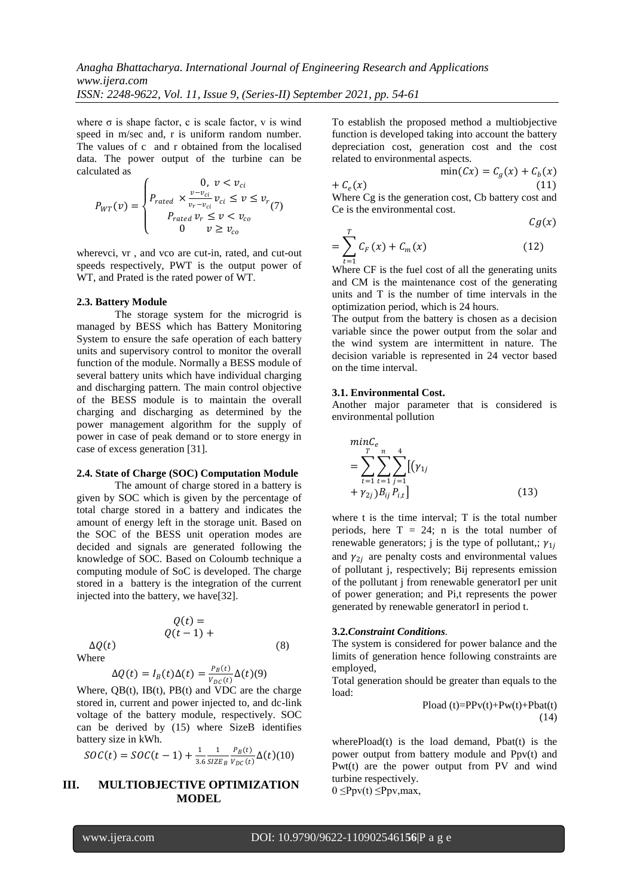where σ is shape factor, c is scale factor, v is wind speed in m/sec and, r is uniform random number. The values of c and r obtained from the localised data. The power output of the turbine can be calculated as

$$P_{WT}(v) = \begin{cases} 0, \; v < v_{ci} \\ P_{rated} \times \frac{v - v_{ci}}{v_r - v_{ci}} v_{ci} \le v \le v_r \\ P_{rated} \, v_r \le v < v_{co} \\ 0 \quad v \ge v_{co} \end{cases} \quad (7)$$

wherevci, vr , and vco are cut-in, rated, and cut-out speeds respectively, PWT is the output power of WT, and Prated is the rated power of WT.

### 2.3. Battery Module

The storage system for the microgrid is managed by BESS which has Battery Monitoring System to ensure the safe operation of each battery units and supervisory control to monitor the overall function of the module. Normally a BESS module of several battery units which have individual charging and discharging pattern. The main control objective of the BESS module is to maintain the overall charging and discharging as determined by the power management algorithm for the supply of power in case of peak demand or to store energy in case of excess generation [31].

### 2.4. State of Charge (SOC) Computation Module

The amount of charge stored in a battery is given by SOC which is given by the percentage of total charge stored in a battery and indicates the amount of energy left in the storage unit. Based on the SOC of the BESS unit operation modes are decided and signals are generated following the knowledge of SOC. Based on Coloumb technique a computing module of SoC is developed. The charge stored in a battery is the integration of the current injected into the battery, we have[32].

$$Q(t) = Q(t-1) + \Delta Q(t) \quad (8)$$

Where

$$\Delta Q(t) = I_B(t)\Delta(t) = \frac{P_B(t)}{V_{DC}(t)}\Delta(t) \quad (9)$$

Where, QB(t), IB(t), PB(t) and VDC are the charge stored in, current and power injected to, and dc-link voltage of the battery module, respectively. SOC can be derived by (15) where SizeB identifies battery size in kWh.

$$SOC(t) = SOC(t-1) + \frac{1}{3.6}\frac{1}{SIZE_B}\frac{P_B(t)}{V_{DC}(t)}\Delta(t) \quad (10)$$

# III. MULTIOBJECTIVE OPTIMIZATION MODEL

To establish the proposed method a multiobjective function is developed taking into account the battery depreciation cost, generation cost and the cost related to environmental aspects.

$$\min(Cx) = C_g(x) + C_b(x) + C_e(x) \quad (11)$$

Where Cg is the generation cost, Cb battery cost and Ce is the environmental cost.

$$Cg(x) = \sum_{t=1}^{T} C_F(x) + C_m(x) \quad (12)$$

Where CF is the fuel cost of all the generating units and CM is the maintenance cost of the generating units and T is the number of time intervals in the optimization period, which is 24 hours.

The output from the battery is chosen as a decision variable since the power output from the solar and the wind system are intermittent in nature. The decision variable is represented in 24 vector based on the time interval.

### 3.1. Environmental Cost.

Another major parameter that is considered is environmental pollution

$$minC_e = \sum_{t=1}^{T}\sum_{t=1}^{n}\sum_{j=1}^{4}\left[(\gamma_{1j} + \gamma_{2j})B_{ij}\,P_{i,t}\right] \quad (13)$$

where t is the time interval; T is the total number periods, here T = 24; n is the total number of renewable generators; j is the type of pollutant,; $\gamma_{1j}$ and $\gamma_{2j}$ are penalty costs and environmental values of pollutant j, respectively; Bij represents emission of the pollutant j from renewable generatorI per unit of power generation; and Pi,t represents the power generated by renewable generatorI in period t.

### 3.2. *Constraint Conditions.*

The system is considered for power balance and the limits of generation hence following constraints are employed,

Total generation should be greater than equals to the load:

Pload (t)=PPv(t)+Pw(t)+Pbat(t) (14)

wherePload(t) is the load demand, Pbat(t) is the power output from battery module and Ppv(t) and Pwt(t) are the power output from PV and wind turbine respectively.

0 ≤Ppv(t) ≤Ppv,max,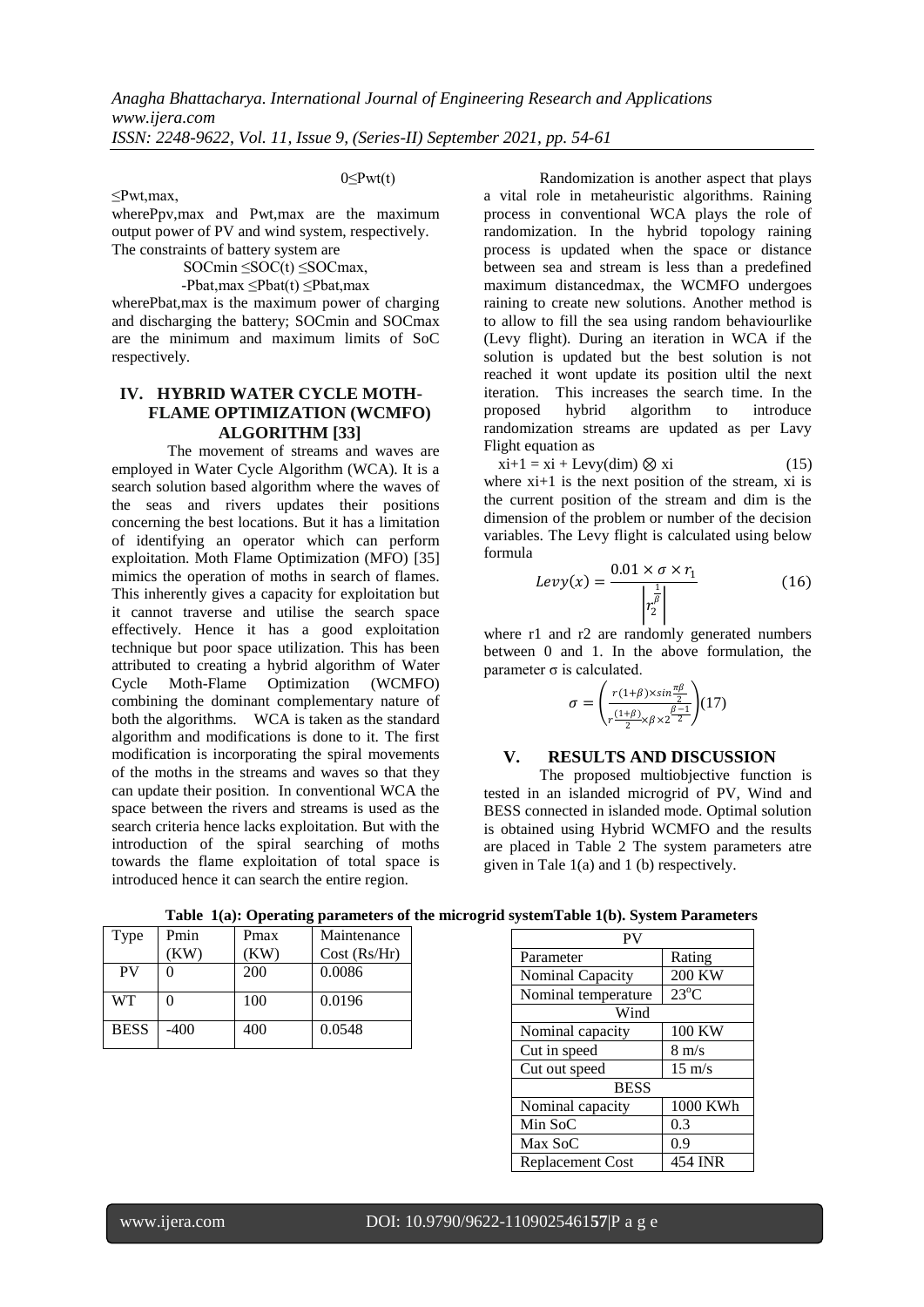$0 \leq P_{wt}(t) \leq P_{wt,max}$,

where $P_{pv,max}$ and $P_{wt,max}$ are the maximum output power of PV and wind system, respectively. The constraints of battery system are

$SOC_{min} \leq SOC(t) \leq SOC_{max}$,

$-P_{bat,max} \leq P_{bat}(t) \leq P_{bat,max}$

where $P_{bat,max}$ is the maximum power of charging and discharging the battery; $SOC_{min}$ and $SOC_{max}$ are the minimum and maximum limits of SoC respectively.

## IV. HYBRID WATER CYCLE MOTH-FLAME OPTIMIZATION (WCMFO) ALGORITHM [33]

The movement of streams and waves are employed in Water Cycle Algorithm (WCA). It is a search solution based algorithm where the waves of the seas and rivers updates their positions concerning the best locations. But it has a limitation of identifying an operator which can perform exploitation. Moth Flame Optimization (MFO) [35] mimics the operation of moths in search of flames. This inherently gives a capacity for exploitation but it cannot traverse and utilise the search space effectively. Hence it has a good exploitation technique but poor space utilization. This has been attributed to creating a hybrid algorithm of Water Cycle Moth-Flame Optimization (WCMFO) combining the dominant complementary nature of both the algorithms. WCA is taken as the standard algorithm and modifications is done to it. The first modification is incorporating the spiral movements of the moths in the streams and waves so that they can update their position. In conventional WCA the space between the rivers and streams is used as the search criteria hence lacks exploitation. But with the introduction of the spiral searching of moths towards the flame exploitation of total space is introduced hence it can search the entire region.

Randomization is another aspect that plays a vital role in metaheuristic algorithms. Raining process in conventional WCA plays the role of randomization. In the hybrid topology raining process is updated when the space or distance between sea and stream is less than a predefined maximum distancedmax, the WCMFO undergoes raining to create new solutions. Another method is to allow to fill the sea using random behaviourlike (Levy flight). During an iteration in WCA if the solution is updated but the best solution is not reached it wont update its position ultil the next iteration. This increases the search time. In the proposed hybrid algorithm to introduce randomization streams are updated as per Lavy Flight equation as

$$x_{i+1} = x_i + Levy(dim) \otimes x_i \quad (15)$$

where $x_{i+1}$ is the next position of the stream, $x_i$ is the current position of the stream and dim is the dimension of the problem or number of the decision variables. The Levy flight is calculated using below formula

$$Levy(x) = \frac{0.01 \times \sigma \times r_1}{\left| r_2^{\frac{1}{\beta}} \right|} \quad (16)$$

where r1 and r2 are randomly generated numbers between 0 and 1. In the above formulation, the parameter σ is calculated.

$$\sigma = \left( \frac{r(1+\beta) \times sin\frac{\pi\beta}{2}}{r\frac{(1+\beta)}{2} \times \beta \times 2^{\frac{\beta-1}{2}}} \right) (17)$$

## V. RESULTS AND DISCUSSION

The proposed multiobjective function is tested in an islanded microgrid of PV, Wind and BESS connected in islanded mode. Optimal solution is obtained using Hybrid WCMFO and the results are placed in Table 2 The system parameters atre given in Tale 1(a) and 1 (b) respectively.

**Table 1(a): Operating parameters of the microgrid system**

| Type | Pmin (KW) | Pmax (KW) | Maintenance Cost (Rs/Hr) |
|---|---|---|---|
| PV | 0 | 200 | 0.0086 |
| WT | 0 | 100 | 0.0196 |
| BESS | -400 | 400 | 0.0548 |

**Table 1(b). System Parameters**

| PV | |
|---|---|
| Parameter | Rating |
| Nominal Capacity | 200 KW |
| Nominal temperature | $23^{o}$C |
| Wind | |
| Nominal capacity | 100 KW |
| Cut in speed | 8 m/s |
| Cut out speed | 15 m/s |
| BESS | |
| Nominal capacity | 1000 KWh |
| Min SoC | 0.3 |
| Max SoC | 0.9 |
| Replacement Cost | 454 INR |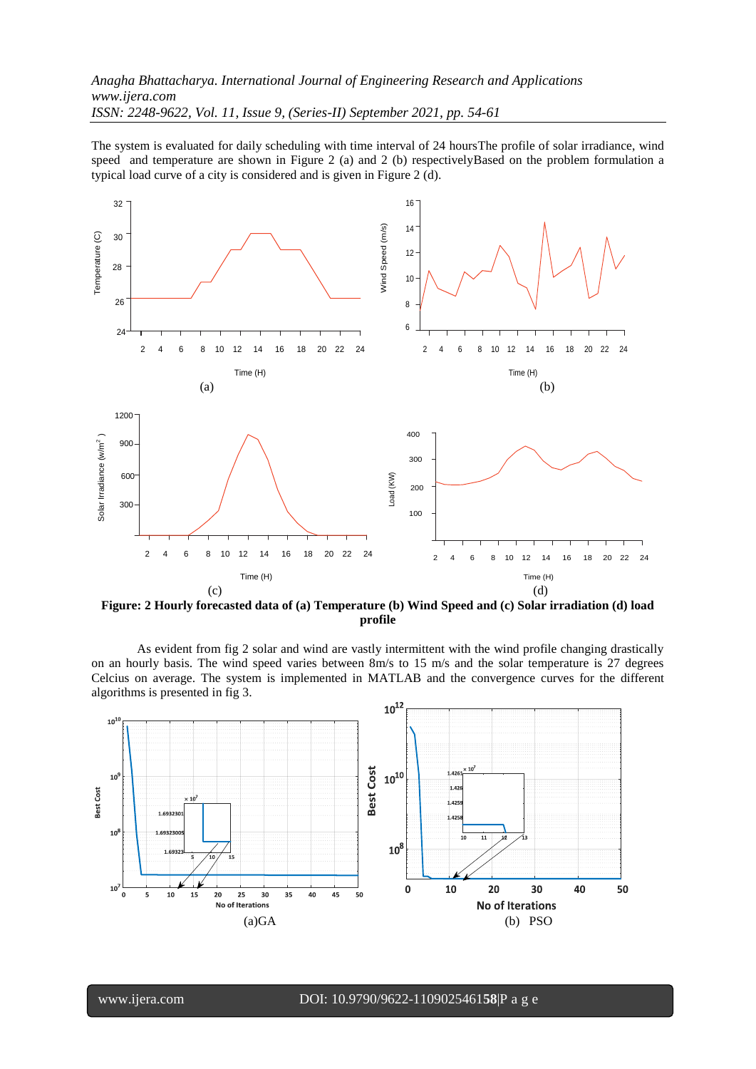The system is evaluated for daily scheduling with time interval of 24 hoursThe profile of solar irradiance, wind speed and temperature are shown in Figure 2 (a) and 2 (b) respectivelyBased on the problem formulation a typical load curve of a city is considered and is given in Figure 2 (d).

**Figure: 2 Hourly forecasted data of (a) Temperature (b) Wind Speed and (c) Solar irradiation (d) load profile**

As evident from fig 2 solar and wind are vastly intermittent with the wind profile changing drastically on an hourly basis. The wind speed varies between 8m/s to 15 m/s and the solar temperature is 27 degrees Celcius on average. The system is implemented in MATLAB and the convergence curves for the different algorithms is presented in fig 3.

(a)GA (b) PSO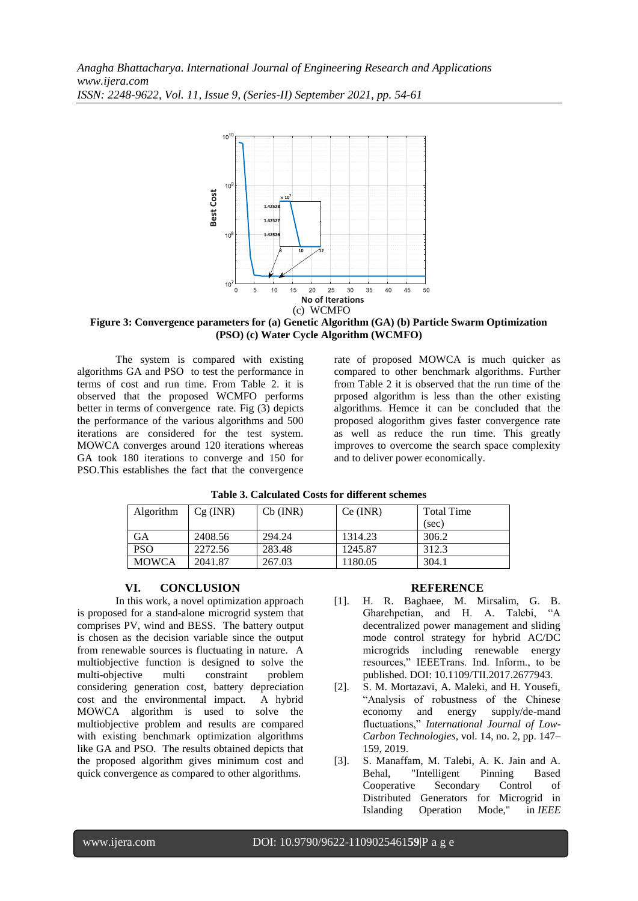(c) WCMFO

**Figure 3: Convergence parameters for (a) Genetic Algorithm (GA) (b) Particle Swarm Optimization (PSO) (c) Water Cycle Algorithm (WCMFO)**

The system is compared with existing algorithms GA and PSO to test the performance in terms of cost and run time. From Table 2. it is observed that the proposed WCMFO performs better in terms of convergence rate. Fig (3) depicts the performance of the various algorithms and 500 iterations are considered for the test system. MOWCA converges around 120 iterations whereas GA took 180 iterations to converge and 150 for PSO.This establishes the fact that the convergence rate of proposed MOWCA is much quicker as compared to other benchmark algorithms. Further from Table 2 it is observed that the run time of the prposed algorithm is less than the other existing algorithms. Hemce it can be concluded that the proposed alogorithm gives faster convergence rate as well as reduce the run time. This greatly improves to overcome the search space complexity and to deliver power economically.

**Table 3. Calculated Costs for different schemes**

| Algorithm | Cg (INR) | Cb (INR) | Ce (INR) | Total Time (sec) |
|---|---|---|---|---|
| GA | 2408.56 | 294.24 | 1314.23 | 306.2 |
| PSO | 2272.56 | 283.48 | 1245.87 | 312.3 |
| MOWCA | 2041.87 | 267.03 | 1180.05 | 304.1 |

## VI. CONCLUSION

In this work, a novel optimization approach is proposed for a stand-alone microgrid system that comprises PV, wind and BESS. The battery output is chosen as the decision variable since the output from renewable sources is fluctuating in nature. A multiobjective function is designed to solve the multi-objective multi constraint problem considering generation cost, battery depreciation cost and the environmental impact. A hybrid MOWCA algorithm is used to solve the multiobjective problem and results are compared with existing benchmark optimization algorithms like GA and PSO. The results obtained depicts that the proposed algorithm gives minimum cost and quick convergence as compared to other algorithms.

## REFERENCE

[1]. H. R. Baghaee, M. Mirsalim, G. B. Gharehpetian, and H. A. Talebi, "A decentralized power management and sliding mode control strategy for hybrid AC/DC microgrids including renewable energy resources," IEEETrans. Ind. Inform., to be published. DOI: 10.1109/TII.2017.2677943.

[2]. S. M. Mortazavi, A. Maleki, and H. Yousefi, "Analysis of robustness of the Chinese economy and energy supply/de-mand fluctuations," *International Journal of Low-Carbon Technologies*, vol. 14, no. 2, pp. 147–159, 2019.

[3]. S. Manaffam, M. Talebi, A. K. Jain and A. Behal, "Intelligent Pinning Based Cooperative Secondary Control of Distributed Generators for Microgrid in Islanding Operation Mode," in *IEEE*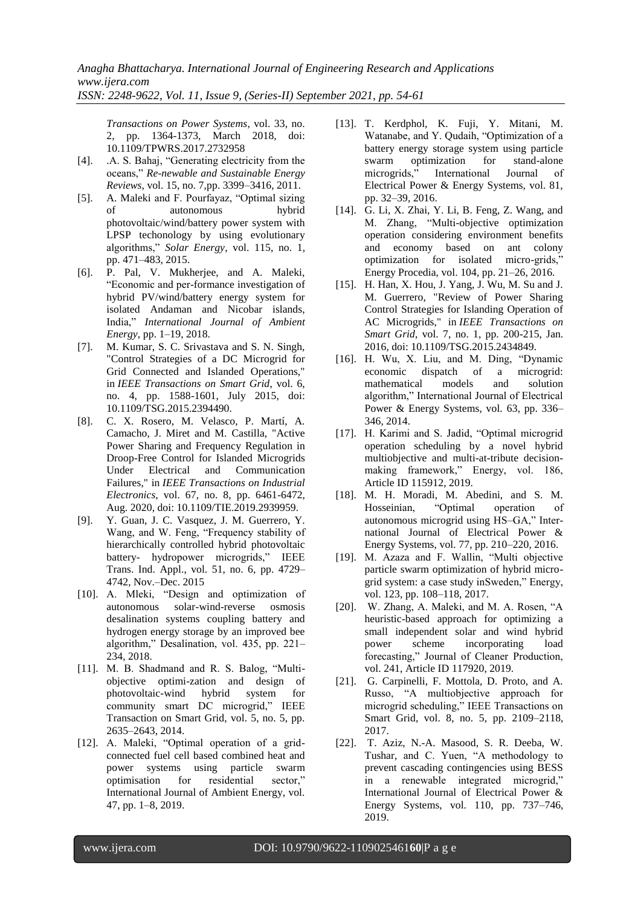*Transactions on Power Systems*, vol. 33, no. 2, pp. 1364-1373, March 2018, doi: 10.1109/TPWRS.2017.2732958

[4]. .A. S. Bahaj, "Generating electricity from the oceans," *Re-newable and Sustainable Energy Reviews*, vol. 15, no. 7,pp. 3399–3416, 2011.

[5]. A. Maleki and F. Pourfayaz, "Optimal sizing of autonomous hybrid photovoltaic/wind/battery power system with LPSP techonology by using evolutionary algorithms," *Solar Energy*, vol. 115, no. 1, pp. 471–483, 2015.

[6]. P. Pal, V. Mukherjee, and A. Maleki, "Economic and per-formance investigation of hybrid PV/wind/battery energy system for isolated Andaman and Nicobar islands, India," *International Journal of Ambient Energy*, pp. 1–19, 2018.

[7]. M. Kumar, S. C. Srivastava and S. N. Singh, "Control Strategies of a DC Microgrid for Grid Connected and Islanded Operations," in *IEEE Transactions on Smart Grid*, vol. 6, no. 4, pp. 1588-1601, July 2015, doi: 10.1109/TSG.2015.2394490.

[8]. C. X. Rosero, M. Velasco, P. Martí, A. Camacho, J. Miret and M. Castilla, "Active Power Sharing and Frequency Regulation in Droop-Free Control for Islanded Microgrids Under Electrical and Communication Failures," in *IEEE Transactions on Industrial Electronics*, vol. 67, no. 8, pp. 6461-6472, Aug. 2020, doi: 10.1109/TIE.2019.2939959.

[9]. Y. Guan, J. C. Vasquez, J. M. Guerrero, Y. Wang, and W. Feng, "Frequency stability of hierarchically controlled hybrid photovoltaic battery- hydropower microgrids," IEEE Trans. Ind. Appl., vol. 51, no. 6, pp. 4729–4742, Nov.–Dec. 2015

[10]. A. Mleki, "Design and optimization of autonomous solar-wind-reverse osmosis desalination systems coupling battery and hydrogen energy storage by an improved bee algorithm," Desalination, vol. 435, pp. 221–234, 2018.

[11]. M. B. Shadmand and R. S. Balog, "Multi-objective optimi-zation and design of photovoltaic-wind hybrid system for community smart DC microgrid," IEEE Transaction on Smart Grid, vol. 5, no. 5, pp. 2635–2643, 2014.

[12]. A. Maleki, "Optimal operation of a grid-connected fuel cell based combined heat and power systems using particle swarm optimisation for residential sector," International Journal of Ambient Energy, vol. 47, pp. 1–8, 2019.

[13]. T. Kerdphol, K. Fuji, Y. Mitani, M. Watanabe, and Y. Qudaih, "Optimization of a battery energy storage system using particle swarm optimization for stand-alone microgrids," International Journal of Electrical Power & Energy Systems, vol. 81, pp. 32–39, 2016.

[14]. G. Li, X. Zhai, Y. Li, B. Feng, Z. Wang, and M. Zhang, "Multi-objective optimization operation considering environment benefits and economy based on ant colony optimization for isolated micro-grids," Energy Procedia, vol. 104, pp. 21–26, 2016.

[15]. H. Han, X. Hou, J. Yang, J. Wu, M. Su and J. M. Guerrero, "Review of Power Sharing Control Strategies for Islanding Operation of AC Microgrids," in *IEEE Transactions on Smart Grid*, vol. 7, no. 1, pp. 200-215, Jan. 2016, doi: 10.1109/TSG.2015.2434849.

[16]. H. Wu, X. Liu, and M. Ding, "Dynamic economic dispatch of a microgrid: mathematical models and solution algorithm," International Journal of Electrical Power & Energy Systems, vol. 63, pp. 336–346, 2014.

[17]. H. Karimi and S. Jadid, "Optimal microgrid operation scheduling by a novel hybrid multiobjective and multi-at-tribute decision-making framework," Energy, vol. 186, Article ID 115912, 2019.

[18]. M. H. Moradi, M. Abedini, and S. M. Hosseinian, "Optimal operation of autonomous microgrid using HS–GA," International Journal of Electrical Power & Energy Systems, vol. 77, pp. 210–220, 2016.

[19]. M. Azaza and F. Wallin, "Multi objective particle swarm optimization of hybrid micro-grid system: a case study inSweden," Energy, vol. 123, pp. 108–118, 2017.

[20]. W. Zhang, A. Maleki, and M. A. Rosen, "A heuristic-based approach for optimizing a small independent solar and wind hybrid power scheme incorporating load forecasting," Journal of Cleaner Production, vol. 241, Article ID 117920, 2019.

[21]. G. Carpinelli, F. Mottola, D. Proto, and A. Russo, "A multiobjective approach for microgrid scheduling," IEEE Transactions on Smart Grid, vol. 8, no. 5, pp. 2109–2118, 2017.

[22]. T. Aziz, N.-A. Masood, S. R. Deeba, W. Tushar, and C. Yuen, "A methodology to prevent cascading contingencies using BESS in a renewable integrated microgrid," International Journal of Electrical Power & Energy Systems, vol. 110, pp. 737–746, 2019.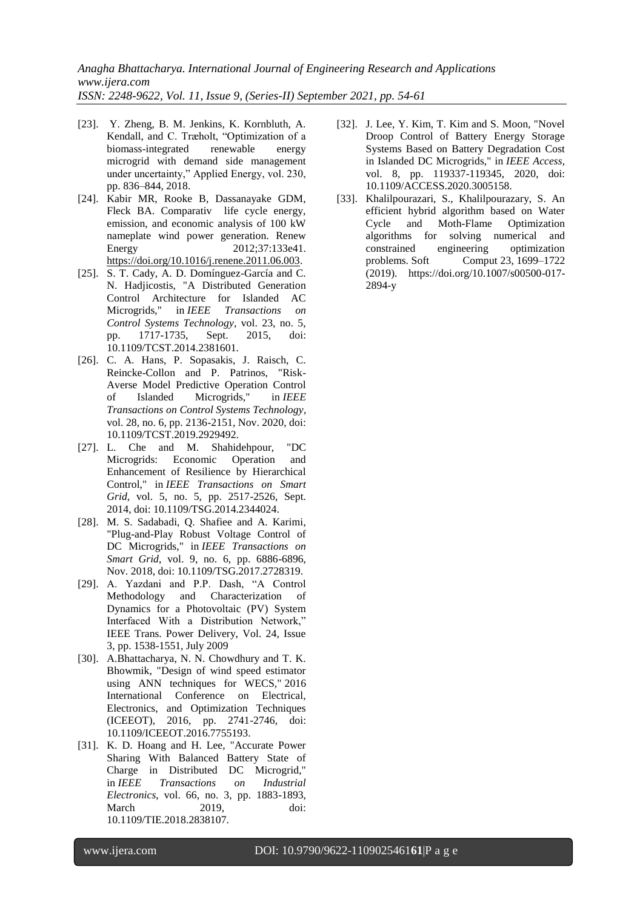[23]. Y. Zheng, B. M. Jenkins, K. Kornbluth, A. Kendall, and C. Træholt, "Optimization of a biomass-integrated renewable energy microgrid with demand side management under uncertainty," Applied Energy, vol. 230, pp. 836–844, 2018.

[24]. Kabir MR, Rooke B, Dassanayake GDM, Fleck BA. Comparativ life cycle energy, emission, and economic analysis of 100 kW nameplate wind power generation. Renew Energy 2012;37:133e41. https://doi.org/10.1016/j.renene.2011.06.003.

[25]. S. T. Cady, A. D. Domínguez-García and C. N. Hadjicostis, "A Distributed Generation Control Architecture for Islanded AC Microgrids," in *IEEE Transactions on Control Systems Technology*, vol. 23, no. 5, pp. 1717-1735, Sept. 2015, doi: 10.1109/TCST.2014.2381601.

[26]. C. A. Hans, P. Sopasakis, J. Raisch, C. Reincke-Collon and P. Patrinos, "Risk-Averse Model Predictive Operation Control of Islanded Microgrids," in *IEEE Transactions on Control Systems Technology*, vol. 28, no. 6, pp. 2136-2151, Nov. 2020, doi: 10.1109/TCST.2019.2929492.

[27]. L. Che and M. Shahidehpour, "DC Microgrids: Economic Operation and Enhancement of Resilience by Hierarchical Control," in *IEEE Transactions on Smart Grid*, vol. 5, no. 5, pp. 2517-2526, Sept. 2014, doi: 10.1109/TSG.2014.2344024.

[28]. M. S. Sadabadi, Q. Shafiee and A. Karimi, "Plug-and-Play Robust Voltage Control of DC Microgrids," in *IEEE Transactions on Smart Grid*, vol. 9, no. 6, pp. 6886-6896, Nov. 2018, doi: 10.1109/TSG.2017.2728319.

[29]. A. Yazdani and P.P. Dash, "A Control Methodology and Characterization of Dynamics for a Photovoltaic (PV) System Interfaced With a Distribution Network," IEEE Trans. Power Delivery, Vol. 24, Issue 3, pp. 1538-1551, July 2009

[30]. A.Bhattacharya, N. N. Chowdhury and T. K. Bhowmik, "Design of wind speed estimator using ANN techniques for WECS," 2016 International Conference on Electrical, Electronics, and Optimization Techniques (ICEEOT), 2016, pp. 2741-2746, doi: 10.1109/ICEEOT.2016.7755193.

[31]. K. D. Hoang and H. Lee, "Accurate Power Sharing With Balanced Battery State of Charge in Distributed DC Microgrid," in *IEEE Transactions on Industrial Electronics*, vol. 66, no. 3, pp. 1883-1893, March 2019, doi: 10.1109/TIE.2018.2838107.

[32]. J. Lee, Y. Kim, T. Kim and S. Moon, "Novel Droop Control of Battery Energy Storage Systems Based on Battery Degradation Cost in Islanded DC Microgrids," in *IEEE Access*, vol. 8, pp. 119337-119345, 2020, doi: 10.1109/ACCESS.2020.3005158.

[33]. Khalilpourazari, S., Khalilpourazary, S. An efficient hybrid algorithm based on Water Cycle and Moth-Flame Optimization algorithms for solving numerical and constrained engineering optimization problems. Soft Comput 23, 1699–1722 (2019). https://doi.org/10.1007/s00500-017-2894-y